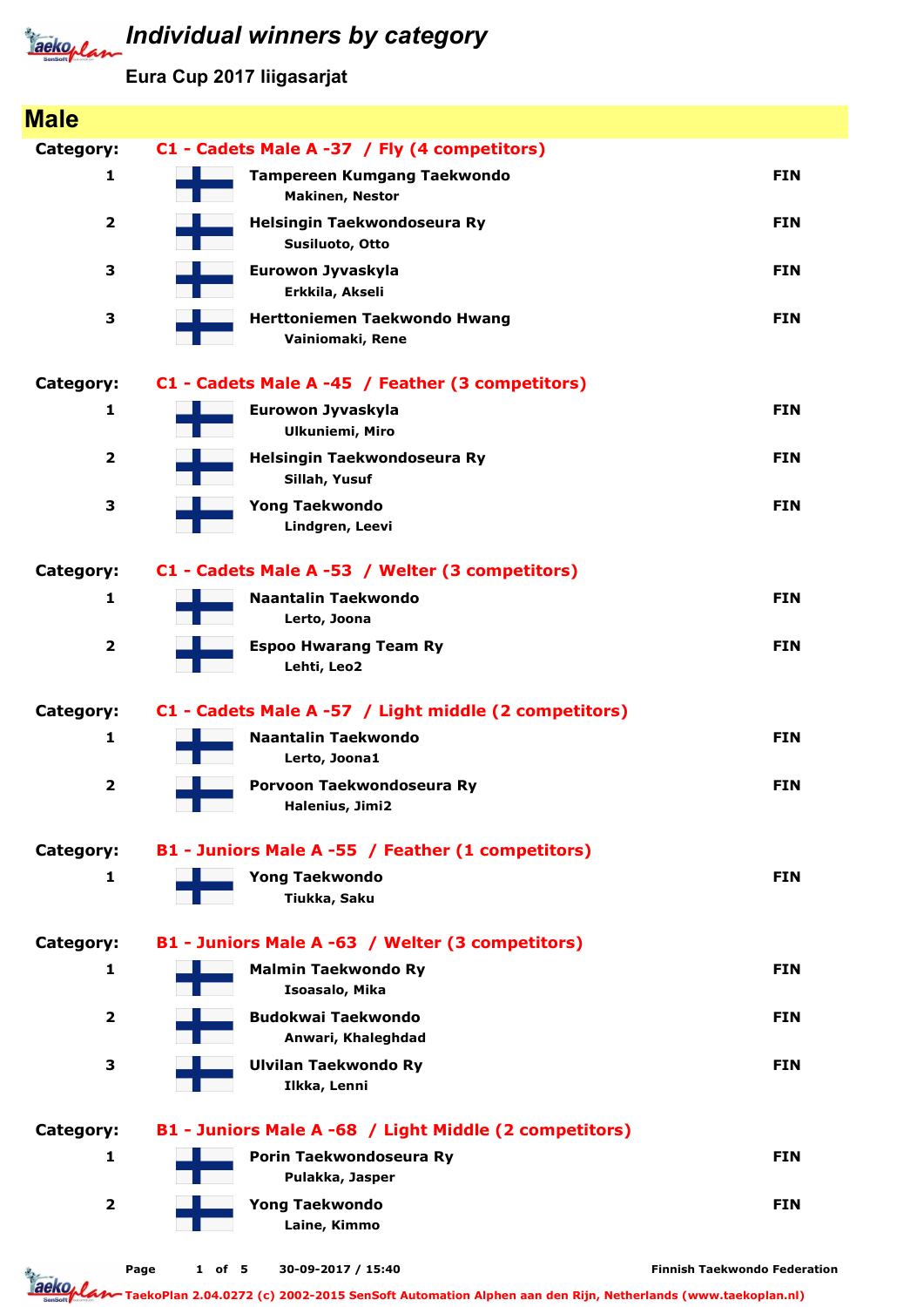# Individual winners by category

## Eura Cup 2017 liigasarjat

## Male

**Category: C1 - Cadets Male A -37 / Fly (4 competitors)**

| Place | Club / Name | Country |
|---|---|---|
| 1 | **Tampereen Kumgang Taekwondo**<br>Makinen, Nestor | FIN |
| 2 | **Helsingin Taekwondoseura Ry**<br>Susiluoto, Otto | FIN |
| 3 | **Eurowon Jyvaskyla**<br>Erkkila, Akseli | FIN |
| 3 | **Herttoniemen Taekwondo Hwang**<br>Vainiomaki, Rene | FIN |

**Category: C1 - Cadets Male A -45 / Feather (3 competitors)**

| Place | Club / Name | Country |
|---|---|---|
| 1 | **Eurowon Jyvaskyla**<br>Ulkuniemi, Miro | FIN |
| 2 | **Helsingin Taekwondoseura Ry**<br>Sillah, Yusuf | FIN |
| 3 | **Yong Taekwondo**<br>Lindgren, Leevi | FIN |

**Category: C1 - Cadets Male A -53 / Welter (3 competitors)**

| Place | Club / Name | Country |
|---|---|---|
| 1 | **Naantalin Taekwondo**<br>Lerto, Joona | FIN |
| 2 | **Espoo Hwarang Team Ry**<br>Lehti, Leo2 | FIN |

**Category: C1 - Cadets Male A -57 / Light middle (2 competitors)**

| Place | Club / Name | Country |
|---|---|---|
| 1 | **Naantalin Taekwondo**<br>Lerto, Joona1 | FIN |
| 2 | **Porvoon Taekwondoseura Ry**<br>Halenius, Jimi2 | FIN |

**Category: B1 - Juniors Male A -55 / Feather (1 competitors)**

| Place | Club / Name | Country |
|---|---|---|
| 1 | **Yong Taekwondo**<br>Tiukka, Saku | FIN |

**Category: B1 - Juniors Male A -63 / Welter (3 competitors)**

| Place | Club / Name | Country |
|---|---|---|
| 1 | **Malmin Taekwondo Ry**<br>Isoasalo, Mika | FIN |
| 2 | **Budokwai Taekwondo**<br>Anwari, Khaleghdad | FIN |
| 3 | **Ulvilan Taekwondo Ry**<br>Ilkka, Lenni | FIN |

**Category: B1 - Juniors Male A -68 / Light Middle (2 competitors)**

| Place | Club / Name | Country |
|---|---|---|
| 1 | **Porin Taekwondoseura Ry**<br>Pulakka, Jasper | FIN |
| 2 | **Yong Taekwondo**<br>Laine, Kimmo | FIN |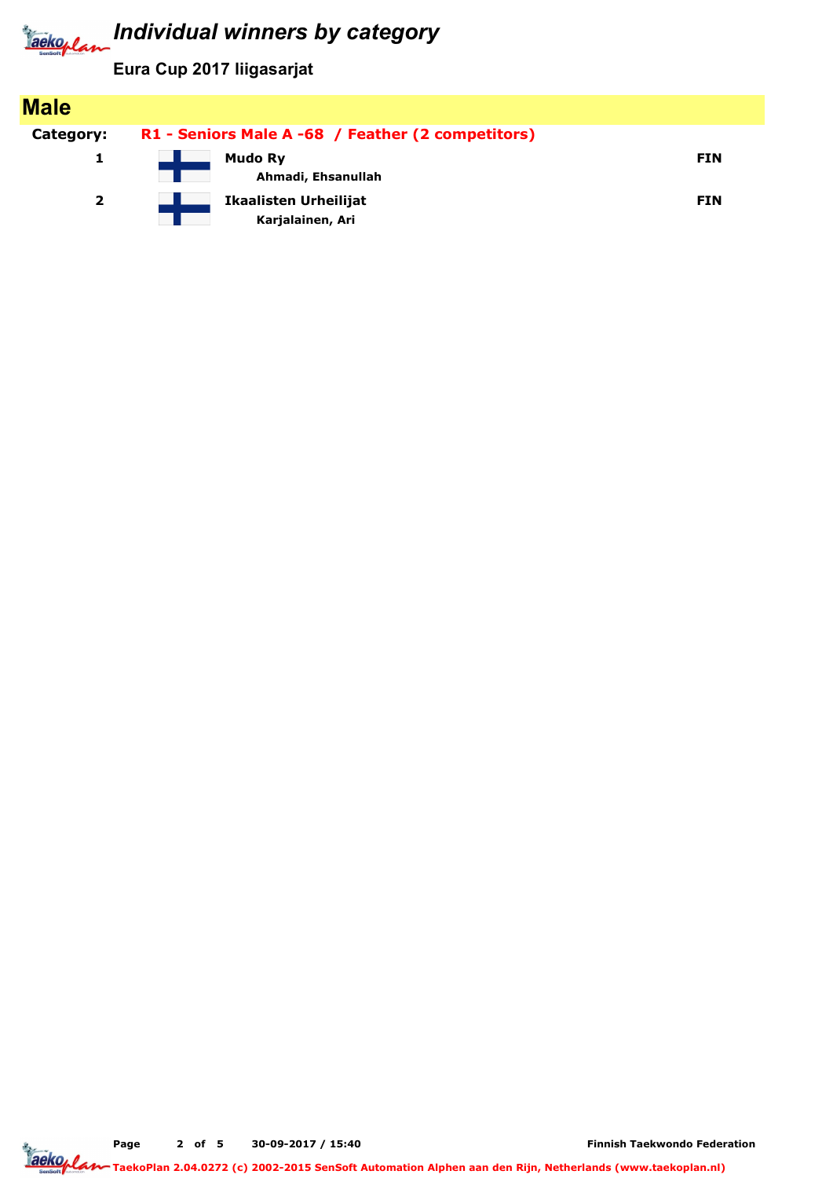# Individual winners by category

**Eura Cup 2017 liigasarjat**

## Male

**Category:** **R1 - Seniors Male A -68 / Feather (2 competitors)**

| Place | Club / Name | Country |
| --- | --- | --- |
| 1 | **Mudo Ry**<br>Ahmadi, Ehsanullah | FIN |
| 2 | **Ikaalisten Urheilijat**<br>Karjalainen, Ari | FIN |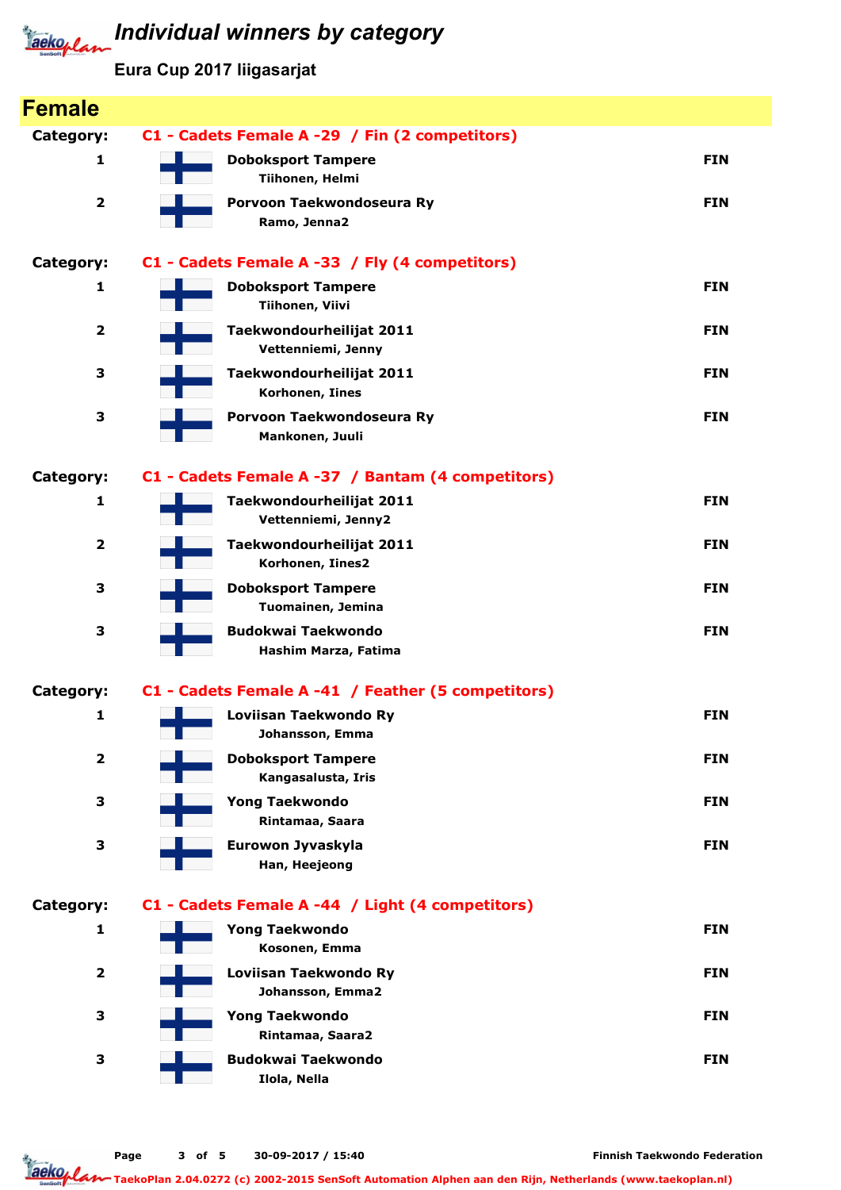# Individual winners by category

**Eura Cup 2017 liigasarjat**

## Female

**Category: C1 - Cadets Female A -29 / Fin (2 competitors)**

| Place | Club / Name | Country |
|---|---|---|
| 1 | **Doboksport Tampere**<br>Tiihonen, Helmi | FIN |
| 2 | **Porvoon Taekwondoseura Ry**<br>Ramo, Jenna2 | FIN |

**Category: C1 - Cadets Female A -33 / Fly (4 competitors)**

| Place | Club / Name | Country |
|---|---|---|
| 1 | **Doboksport Tampere**<br>Tiihonen, Viivi | FIN |
| 2 | **Taekwondourheilijat 2011**<br>Vettenniemi, Jenny | FIN |
| 3 | **Taekwondourheilijat 2011**<br>Korhonen, Iines | FIN |
| 3 | **Porvoon Taekwondoseura Ry**<br>Mankonen, Juuli | FIN |

**Category: C1 - Cadets Female A -37 / Bantam (4 competitors)**

| Place | Club / Name | Country |
|---|---|---|
| 1 | **Taekwondourheilijat 2011**<br>Vettenniemi, Jenny2 | FIN |
| 2 | **Taekwondourheilijat 2011**<br>Korhonen, Iines2 | FIN |
| 3 | **Doboksport Tampere**<br>Tuomainen, Jemina | FIN |
| 3 | **Budokwai Taekwondo**<br>Hashim Marza, Fatima | FIN |

**Category: C1 - Cadets Female A -41 / Feather (5 competitors)**

| Place | Club / Name | Country |
|---|---|---|
| 1 | **Loviisan Taekwondo Ry**<br>Johansson, Emma | FIN |
| 2 | **Doboksport Tampere**<br>Kangasalusta, Iris | FIN |
| 3 | **Yong Taekwondo**<br>Rintamaa, Saara | FIN |
| 3 | **Eurowon Jyvaskyla**<br>Han, Heejeong | FIN |

**Category: C1 - Cadets Female A -44 / Light (4 competitors)**

| Place | Club / Name | Country |
|---|---|---|
| 1 | **Yong Taekwondo**<br>Kosonen, Emma | FIN |
| 2 | **Loviisan Taekwondo Ry**<br>Johansson, Emma2 | FIN |
| 3 | **Yong Taekwondo**<br>Rintamaa, Saara2 | FIN |
| 3 | **Budokwai Taekwondo**<br>Ilola, Nella | FIN |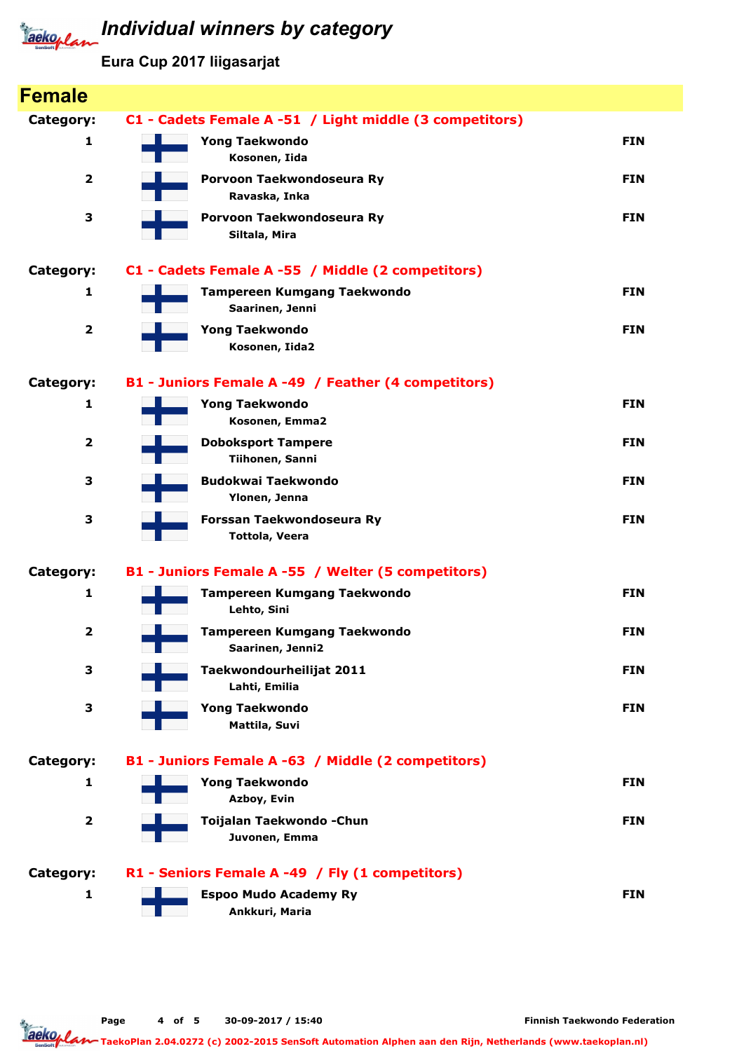# Individual winners by category

**Eura Cup 2017 liigasarjat**

## Female

**Category: C1 - Cadets Female A -51 / Light middle (3 competitors)**

| Place | Club / Name | Country |
|---|---|---|
| 1 | **Yong Taekwondo**<br>Kosonen, Iida | FIN |
| 2 | **Porvoon Taekwondoseura Ry**<br>Ravaska, Inka | FIN |
| 3 | **Porvoon Taekwondoseura Ry**<br>Siltala, Mira | FIN |

**Category: C1 - Cadets Female A -55 / Middle (2 competitors)**

| Place | Club / Name | Country |
|---|---|---|
| 1 | **Tampereen Kumgang Taekwondo**<br>Saarinen, Jenni | FIN |
| 2 | **Yong Taekwondo**<br>Kosonen, Iida2 | FIN |

**Category: B1 - Juniors Female A -49 / Feather (4 competitors)**

| Place | Club / Name | Country |
|---|---|---|
| 1 | **Yong Taekwondo**<br>Kosonen, Emma2 | FIN |
| 2 | **Doboksport Tampere**<br>Tiihonen, Sanni | FIN |
| 3 | **Budokwai Taekwondo**<br>Ylonen, Jenna | FIN |
| 3 | **Forssan Taekwondoseura Ry**<br>Tottola, Veera | FIN |

**Category: B1 - Juniors Female A -55 / Welter (5 competitors)**

| Place | Club / Name | Country |
|---|---|---|
| 1 | **Tampereen Kumgang Taekwondo**<br>Lehto, Sini | FIN |
| 2 | **Tampereen Kumgang Taekwondo**<br>Saarinen, Jenni2 | FIN |
| 3 | **Taekwondourheilijat 2011**<br>Lahti, Emilia | FIN |
| 3 | **Yong Taekwondo**<br>Mattila, Suvi | FIN |

**Category: B1 - Juniors Female A -63 / Middle (2 competitors)**

| Place | Club / Name | Country |
|---|---|---|
| 1 | **Yong Taekwondo**<br>Azboy, Evin | FIN |
| 2 | **Toijalan Taekwondo -Chun**<br>Juvonen, Emma | FIN |

**Category: R1 - Seniors Female A -49 / Fly (1 competitors)**

| Place | Club / Name | Country |
|---|---|---|
| 1 | **Espoo Mudo Academy Ry**<br>Ankkuri, Maria | FIN |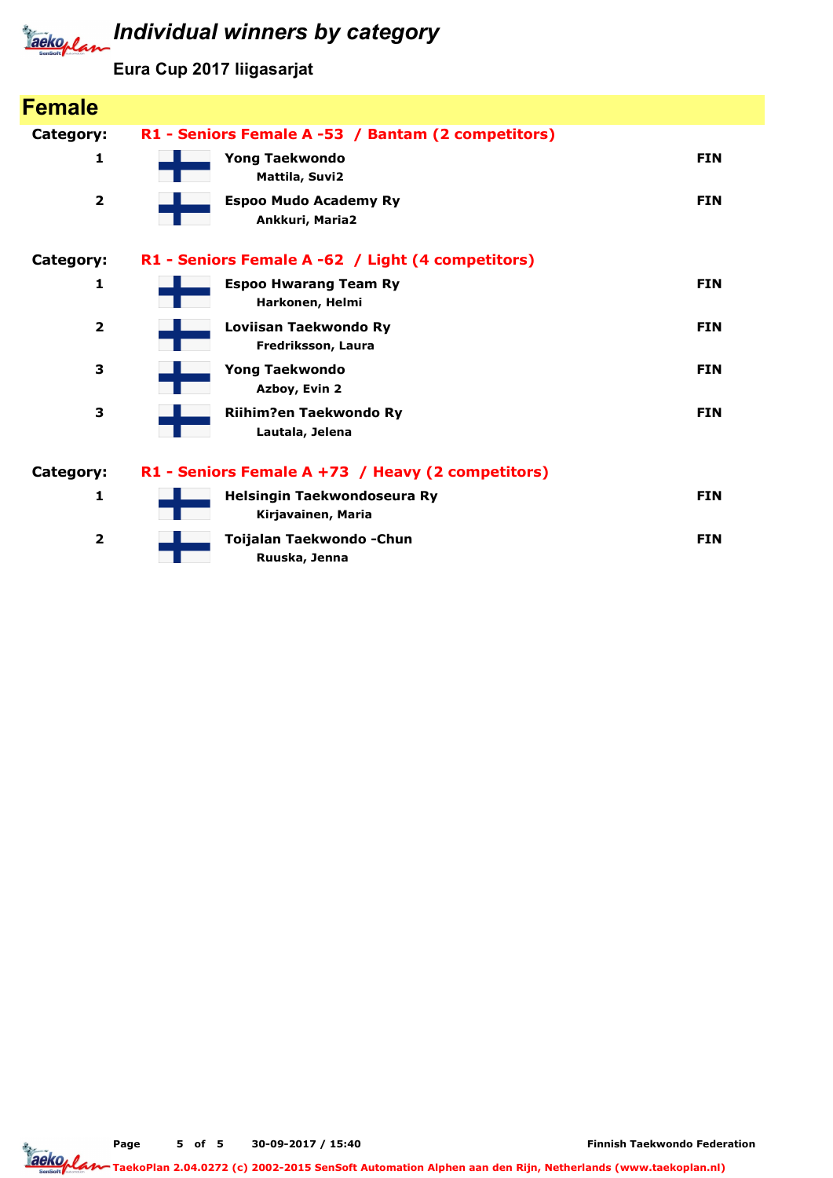# Individual winners by category

## Eura Cup 2017 liigasarjat

## Female

**Category:** R1 - Seniors Female A -53 / Bantam (2 competitors)

| | | |
|---|---|---|
| 1 | **Yong Taekwondo**<br>Mattila, Suvi2 | FIN |
| 2 | **Espoo Mudo Academy Ry**<br>Ankkuri, Maria2 | FIN |

**Category:** R1 - Seniors Female A -62 / Light (4 competitors)

| | | |
|---|---|---|
| 1 | **Espoo Hwarang Team Ry**<br>Harkonen, Helmi | FIN |
| 2 | **Loviisan Taekwondo Ry**<br>Fredriksson, Laura | FIN |
| 3 | **Yong Taekwondo**<br>Azboy, Evin 2 | FIN |
| 3 | **Riihim?en Taekwondo Ry**<br>Lautala, Jelena | FIN |

**Category:** R1 - Seniors Female A +73 / Heavy (2 competitors)

| | | |
|---|---|---|
| 1 | **Helsingin Taekwondoseura Ry**<br>Kirjavainen, Maria | FIN |
| 2 | **Toijalan Taekwondo -Chun**<br>Ruuska, Jenna | FIN |